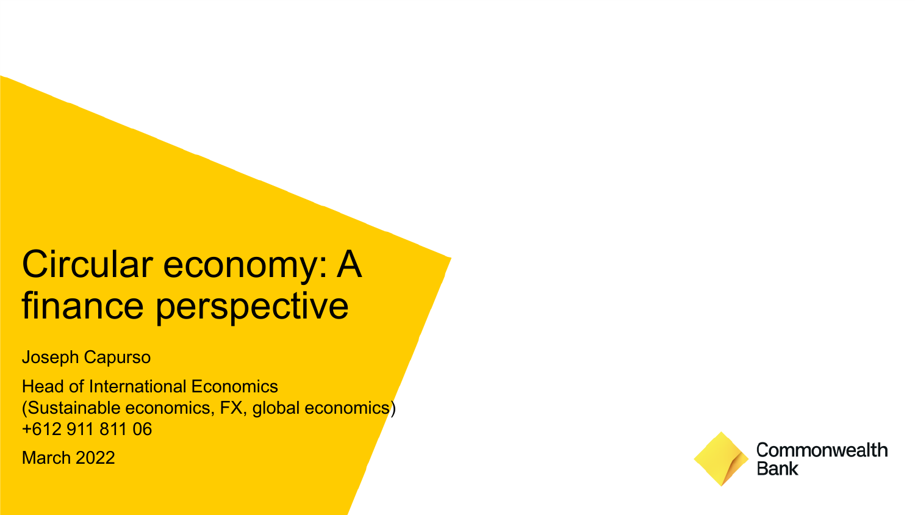# Circular economy: A finance perspective

Joseph Capurso

Head of International Economics
(Sustainable economics, FX, global economics)
+612 911 811 06

March 2022

Commonwealth Bank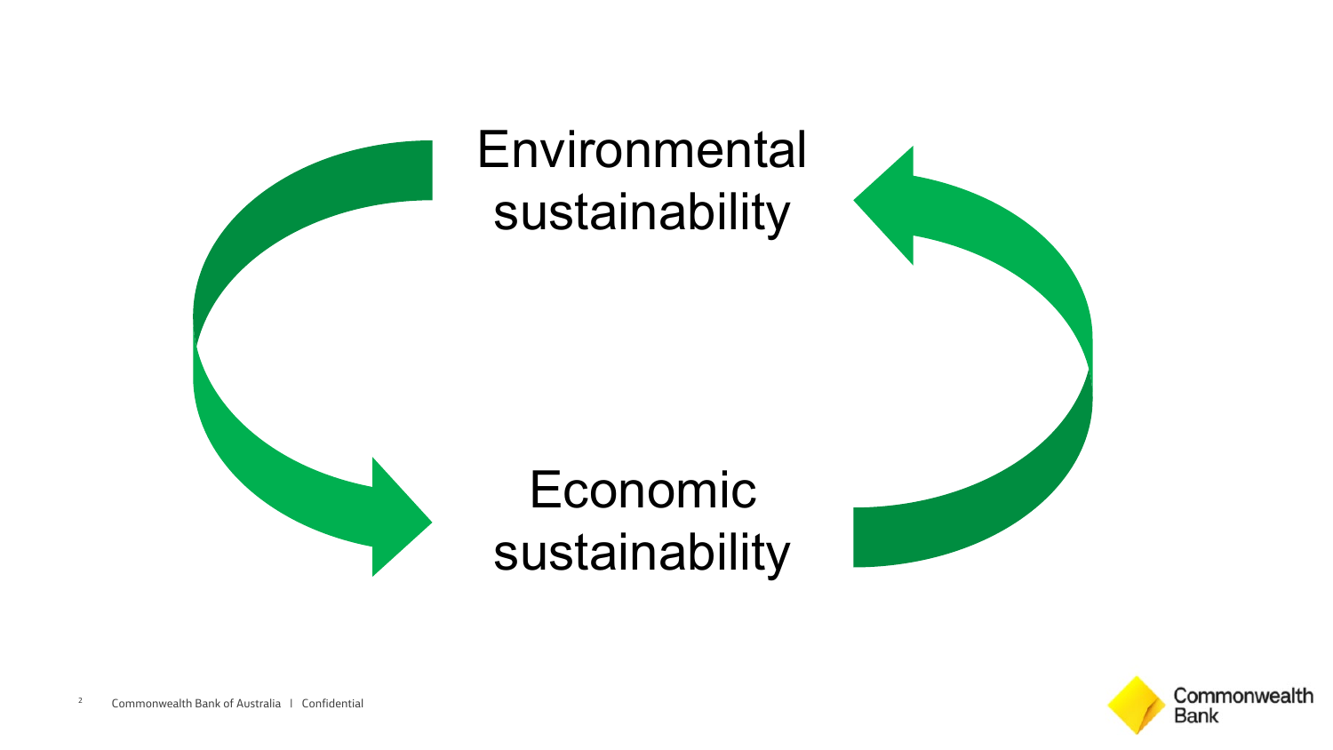Environmental sustainability

Economic sustainability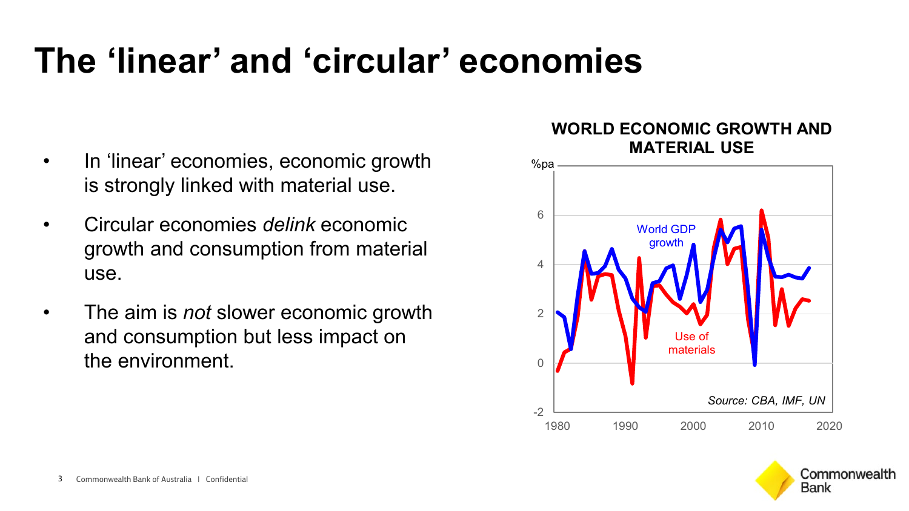# The ‘linear’ and ‘circular’ economies

- In ‘linear’ economies, economic growth is strongly linked with material use.
- Circular economies *delink* economic growth and consumption from material use.
- The aim is *not* slower economic growth and consumption but less impact on the environment.

**WORLD ECONOMIC GROWTH AND MATERIAL USE**

%pa

World GDP growth

Use of materials

Source: CBA, IMF, UN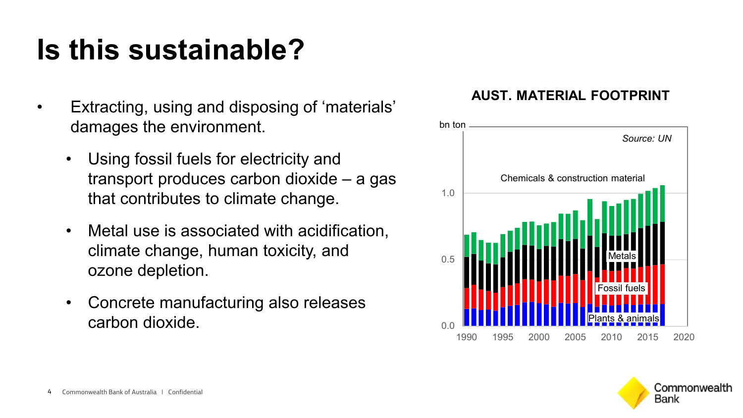# Is this sustainable?

- Extracting, using and disposing of 'materials' damages the environment.
  - Using fossil fuels for electricity and transport produces carbon dioxide – a gas that contributes to climate change.
  - Metal use is associated with acidification, climate change, human toxicity, and ozone depletion.
  - Concrete manufacturing also releases carbon dioxide.

**AUST. MATERIAL FOOTPRINT**

bn ton

*Source: UN*

Chemicals & construction material

Metals

Fossil fuels

Plants & animals

1.0, 0.5, 0.0

1990, 1995, 2000, 2005, 2010, 2015, 2020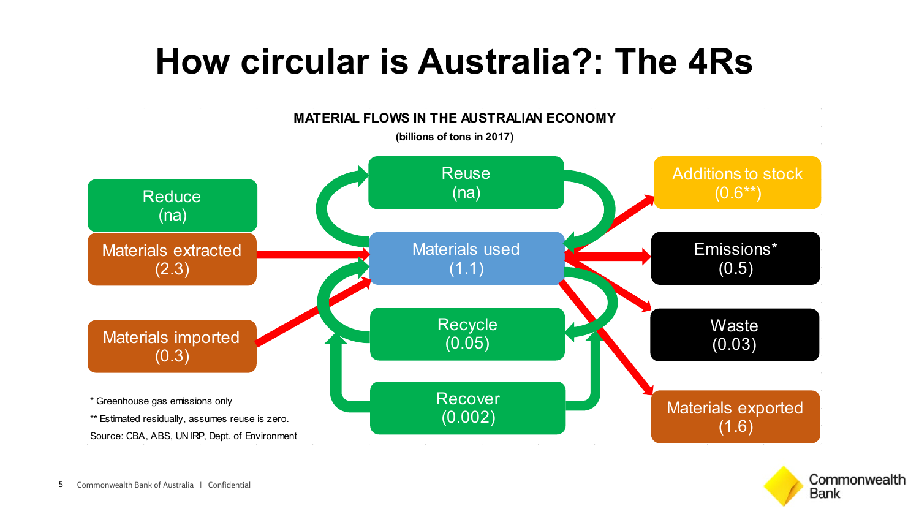# How circular is Australia?: The 4Rs

**MATERIAL FLOWS IN THE AUSTRALIAN ECONOMY**

**(billions of tons in 2017)**

Reduce
(na)

Materials extracted
(2.3)

Materials imported
(0.3)

Reuse
(na)

Materials used
(1.1)

Recycle
(0.05)

Recover
(0.002)

Additions to stock
(0.6**)

Emissions*
(0.5)

Waste
(0.03)

Materials exported
(1.6)

\* Greenhouse gas emissions only

\*\* Estimated residually, assumes reuse is zero.

Source: CBA, ABS, UN IRP, Dept. of Environment

Commonwealth Bank of Australia | Confidential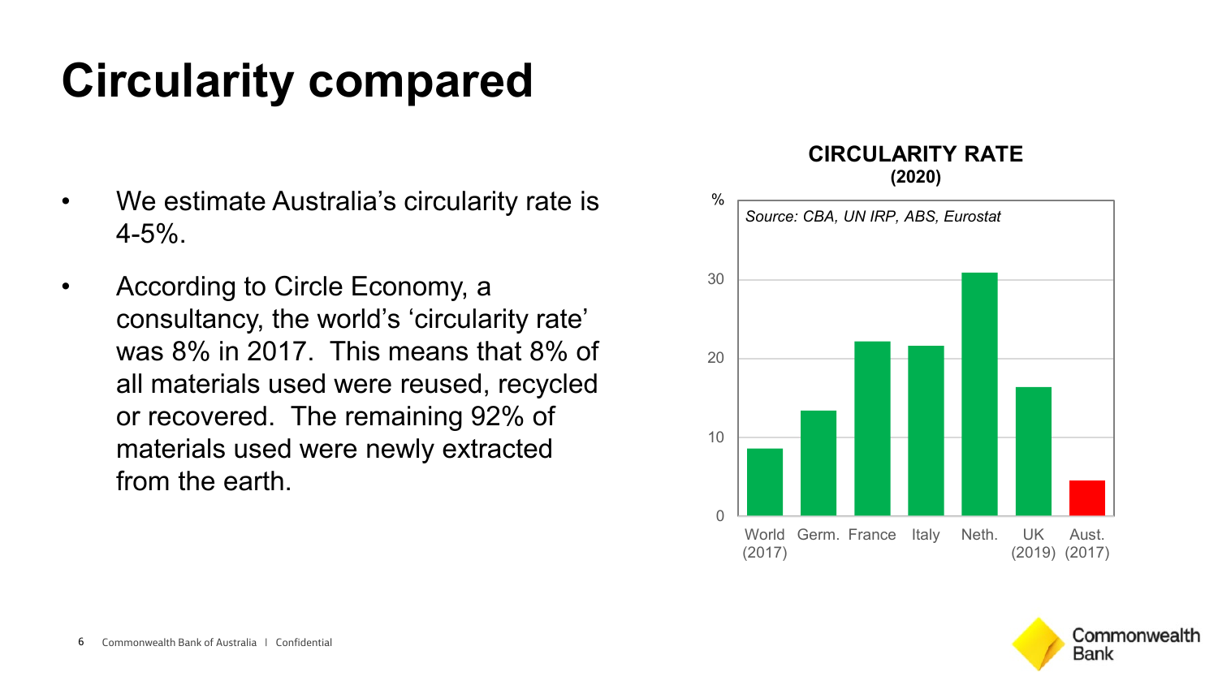# Circularity compared

- We estimate Australia's circularity rate is 4-5%.
- According to Circle Economy, a consultancy, the world's 'circularity rate' was 8% in 2017. This means that 8% of all materials used were reused, recycled or recovered. The remaining 92% of materials used were newly extracted from the earth.

**CIRCULARITY RATE**
**(2020)**

%

*Source: CBA, UN IRP, ABS, Eurostat*

World (2017) | Germ. | France | Italy | Neth. | UK (2019) | Aust. (2017)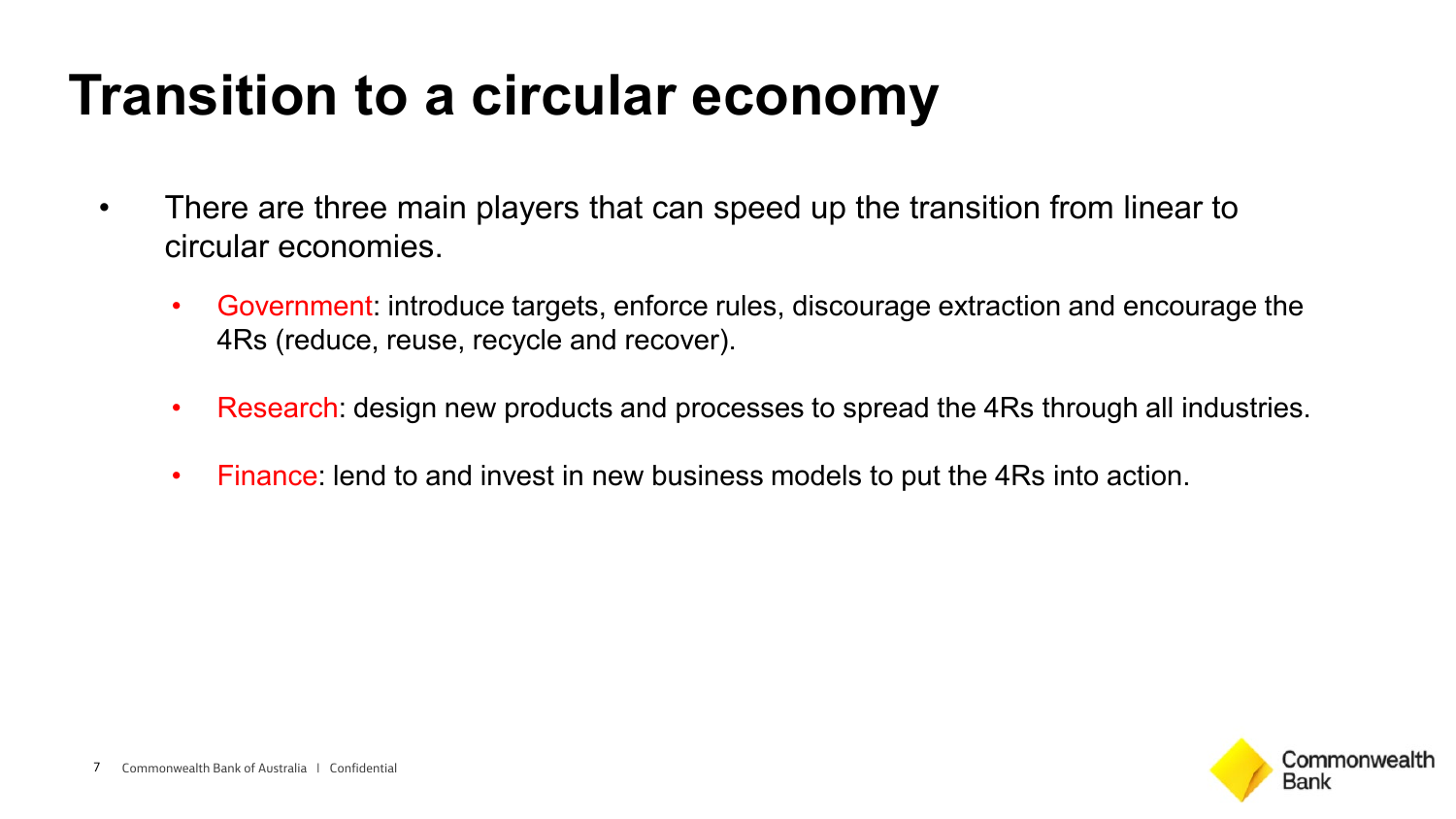# Transition to a circular economy

- There are three main players that can speed up the transition from linear to circular economies.
  - Government: introduce targets, enforce rules, discourage extraction and encourage the 4Rs (reduce, reuse, recycle and recover).
  - Research: design new products and processes to spread the 4Rs through all industries.
  - Finance: lend to and invest in new business models to put the 4Rs into action.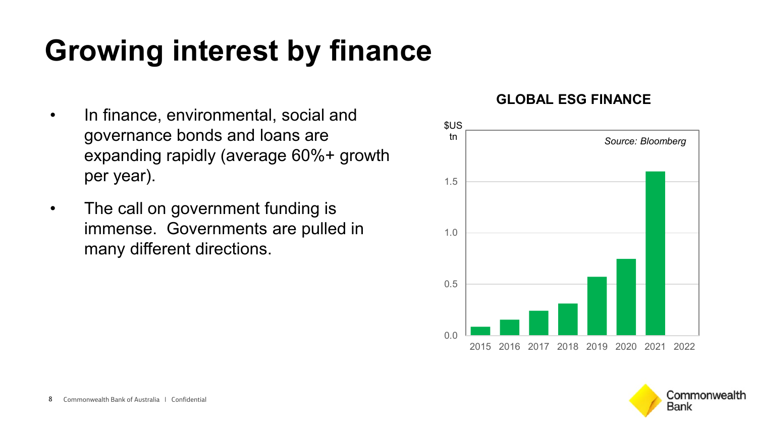# Growing interest by finance

- In finance, environmental, social and governance bonds and loans are expanding rapidly (average 60%+ growth per year).
- The call on government funding is immense. Governments are pulled in many different directions.

**GLOBAL ESG FINANCE**

$US tn

*Source: Bloomberg*

1.5

1.0

0.5

0.0

2015 2016 2017 2018 2019 2020 2021 2022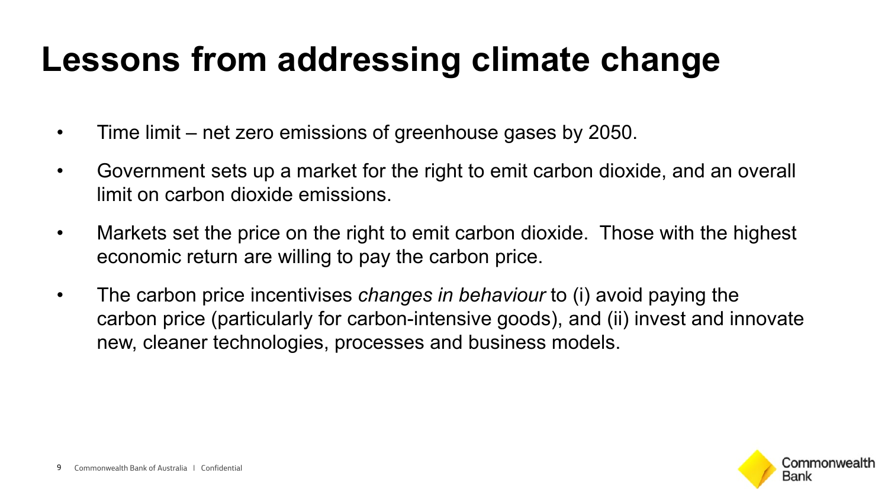# Lessons from addressing climate change

- Time limit – net zero emissions of greenhouse gases by 2050.
- Government sets up a market for the right to emit carbon dioxide, and an overall limit on carbon dioxide emissions.
- Markets set the price on the right to emit carbon dioxide. Those with the highest economic return are willing to pay the carbon price.
- The carbon price incentivises *changes in behaviour* to (i) avoid paying the carbon price (particularly for carbon-intensive goods), and (ii) invest and innovate new, cleaner technologies, processes and business models.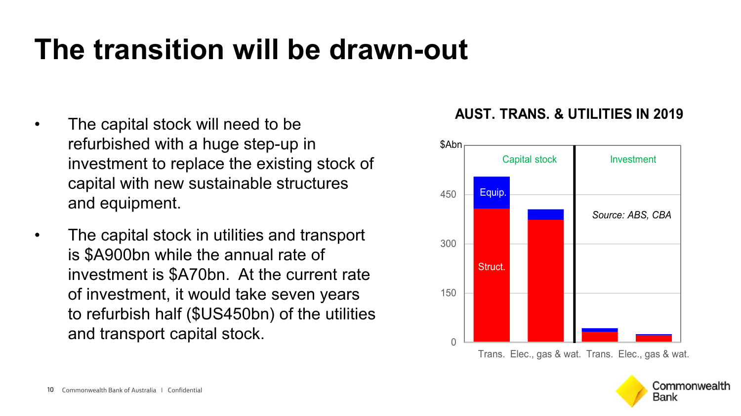# The transition will be drawn-out

- The capital stock will need to be refurbished with a huge step-up in investment to replace the existing stock of capital with new sustainable structures and equipment.
- The capital stock in utilities and transport is $A900bn while the annual rate of investment is $A70bn. At the current rate of investment, it would take seven years to refurbish half ($US450bn) of the utilities and transport capital stock.

**AUST. TRANS. & UTILITIES IN 2019**

$Abn

Capital stock | Investment

Equip.

Struct.

Source: ABS, CBA

450 | 300 | 150 | 0

Trans. Elec., gas & wat. Trans. Elec., gas & wat.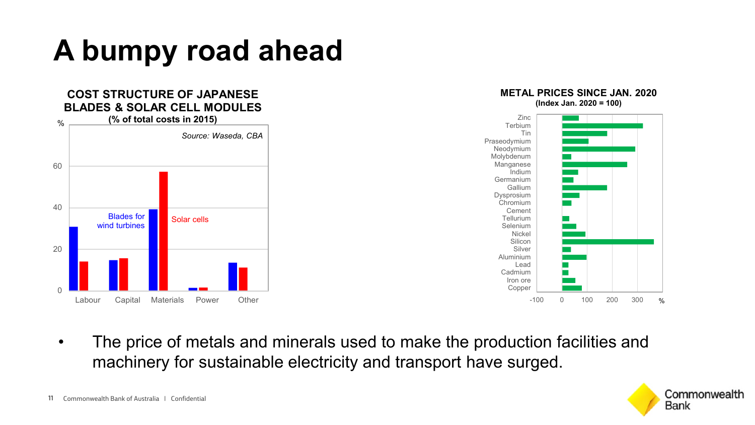# A bumpy road ahead

**COST STRUCTURE OF JAPANESE BLADES & SOLAR CELL MODULES**
**(% of total costs in 2015)**

*Source: Waseda, CBA*

| | Blades for wind turbines | Solar cells |
|---|---|---|
| Labour | 31 | 14 |
| Capital | 15 | 16 |
| Materials | 39 | 57 |
| Power | 1 | 1 |
| Other | 14 | 11 |

**METAL PRICES SINCE JAN. 2020**
**(Index Jan. 2020 = 100)**

| Metal | % |
|---|---|
| Zinc | 65 |
| Terbium | 320 |
| Tin | 180 |
| Praseodymium | 105 |
| Neodymium | 290 |
| Molybdenum | 35 |
| Manganese | 260 |
| Indium | 65 |
| Germanium | 45 |
| Gallium | 180 |
| Dysprosium | 70 |
| Chromium | 35 |
| Cement | 0 |
| Tellurium | 30 |
| Selenium | 55 |
| Nickel | 95 |
| Silicon | 365 |
| Silver | 35 |
| Aluminium | 95 |
| Lead | 25 |
| Cadmium | 25 |
| Iron ore | 55 |
| Copper | 80 |

- The price of metals and minerals used to make the production facilities and machinery for sustainable electricity and transport have surged.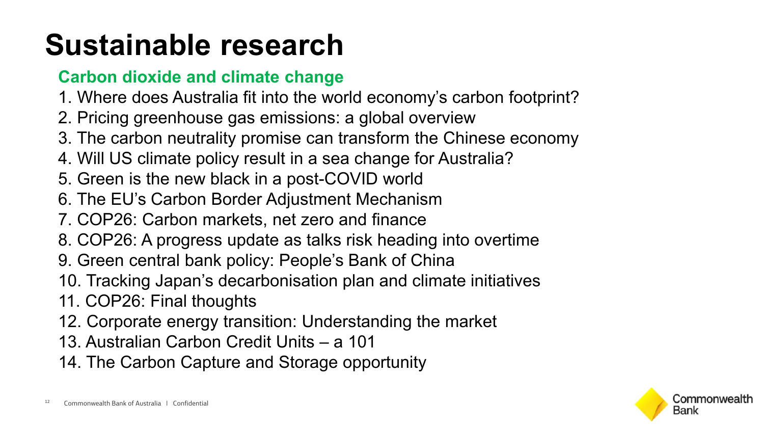# Sustainable research

## Carbon dioxide and climate change

1. Where does Australia fit into the world economy's carbon footprint?
2. Pricing greenhouse gas emissions: a global overview
3. The carbon neutrality promise can transform the Chinese economy
4. Will US climate policy result in a sea change for Australia?
5. Green is the new black in a post-COVID world
6. The EU's Carbon Border Adjustment Mechanism
7. COP26: Carbon markets, net zero and finance
8. COP26: A progress update as talks risk heading into overtime
9. Green central bank policy: People's Bank of China
10. Tracking Japan's decarbonisation plan and climate initiatives
11. COP26: Final thoughts
12. Corporate energy transition: Understanding the market
13. Australian Carbon Credit Units – a 101
14. The Carbon Capture and Storage opportunity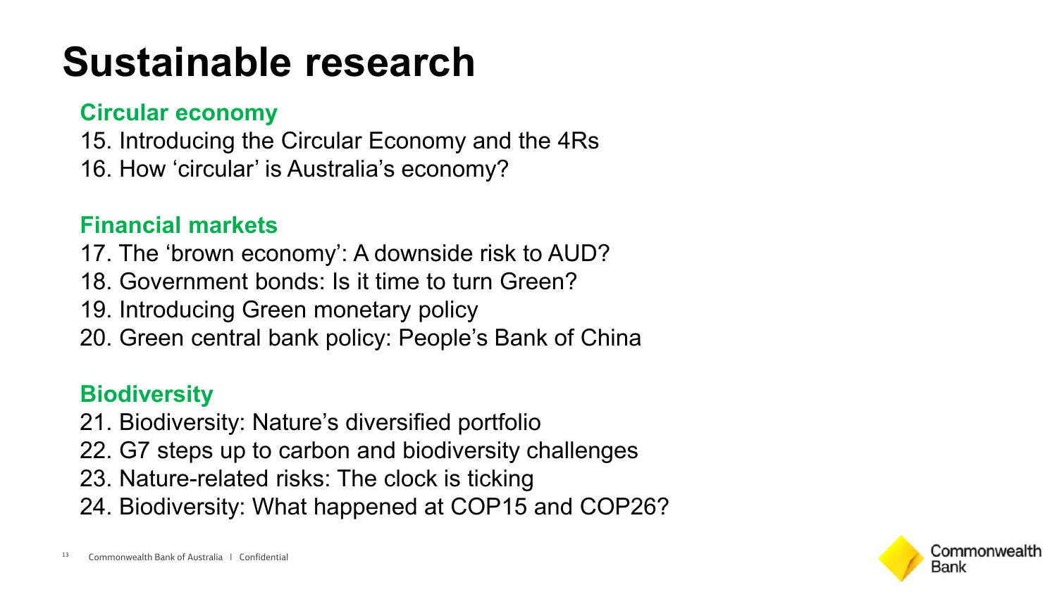# Sustainable research

## Circular economy

15. Introducing the Circular Economy and the 4Rs
16. How ‘circular’ is Australia’s economy?

## Financial markets

17. The ‘brown economy’: A downside risk to AUD?
18. Government bonds: Is it time to turn Green?
19. Introducing Green monetary policy
20. Green central bank policy: People’s Bank of China

## Biodiversity

21. Biodiversity: Nature’s diversified portfolio
22. G7 steps up to carbon and biodiversity challenges
23. Nature-related risks: The clock is ticking
24. Biodiversity: What happened at COP15 and COP26?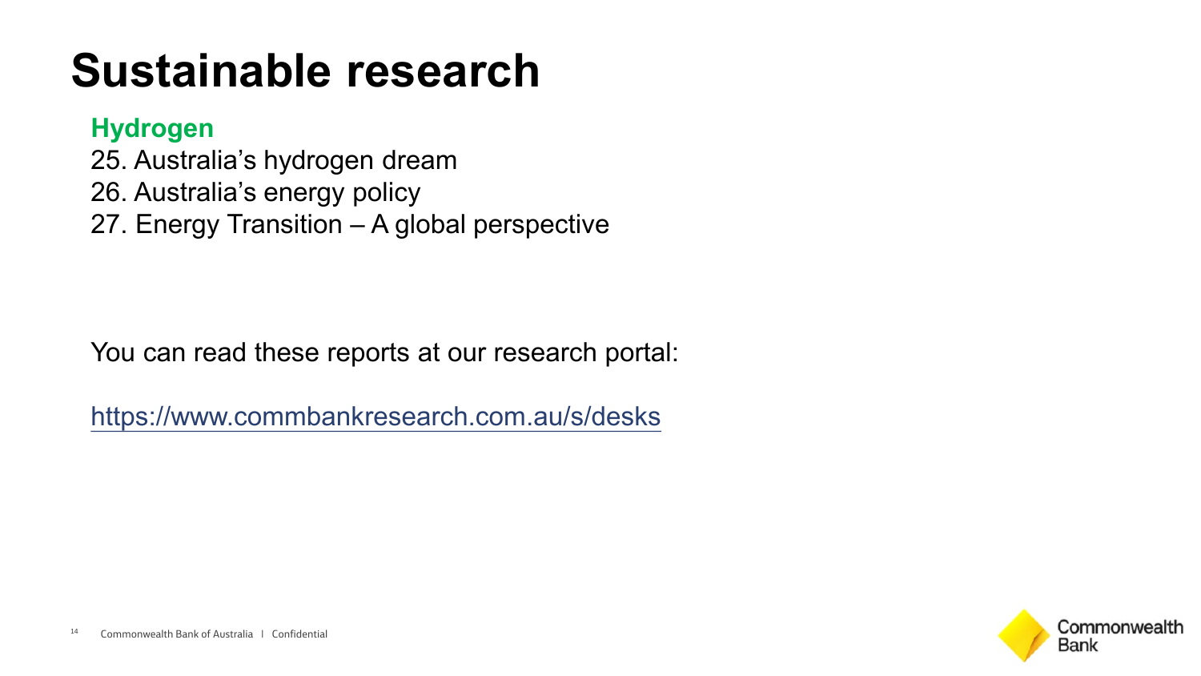# Sustainable research

## Hydrogen

25. Australia's hydrogen dream
26. Australia's energy policy
27. Energy Transition – A global perspective

You can read these reports at our research portal:

https://www.commbankresearch.com.au/s/desks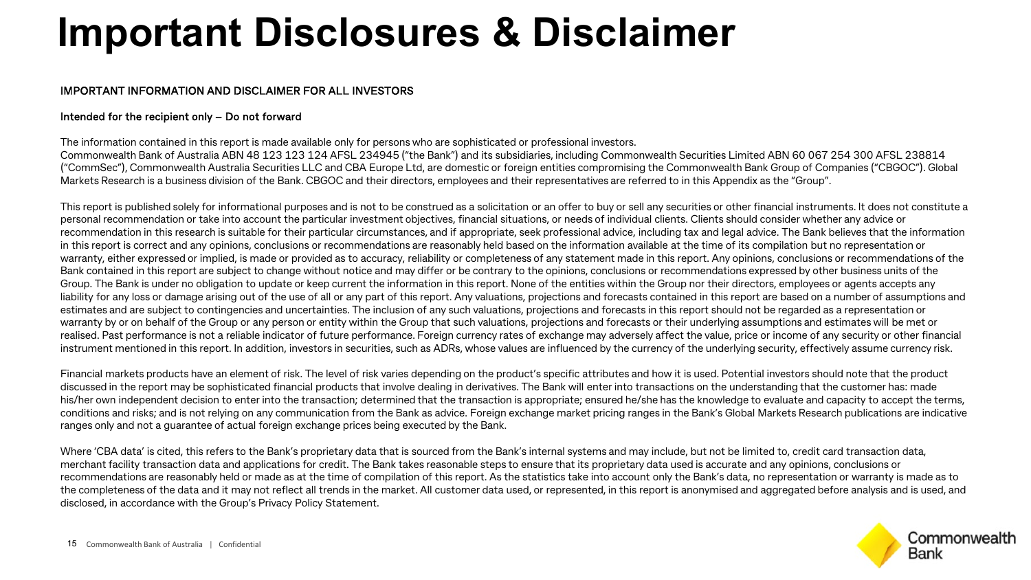# Important Disclosures & Disclaimer

**IMPORTANT INFORMATION AND DISCLAIMER FOR ALL INVESTORS**

**Intended for the recipient only – Do not forward**

The information contained in this report is made available only for persons who are sophisticated or professional investors.
Commonwealth Bank of Australia ABN 48 123 123 124 AFSL 234945 ("the Bank") and its subsidiaries, including Commonwealth Securities Limited ABN 60 067 254 300 AFSL 238814 ("CommSec"), Commonwealth Australia Securities LLC and CBA Europe Ltd, are domestic or foreign entities compromising the Commonwealth Bank Group of Companies ("CBGOC"). Global Markets Research is a business division of the Bank. CBGOC and their directors, employees and their representatives are referred to in this Appendix as the "Group".

This report is published solely for informational purposes and is not to be construed as a solicitation or an offer to buy or sell any securities or other financial instruments. It does not constitute a personal recommendation or take into account the particular investment objectives, financial situations, or needs of individual clients. Clients should consider whether any advice or recommendation in this research is suitable for their particular circumstances, and if appropriate, seek professional advice, including tax and legal advice. The Bank believes that the information in this report is correct and any opinions, conclusions or recommendations are reasonably held based on the information available at the time of its compilation but no representation or warranty, either expressed or implied, is made or provided as to accuracy, reliability or completeness of any statement made in this report. Any opinions, conclusions or recommendations of the Bank contained in this report are subject to change without notice and may differ or be contrary to the opinions, conclusions or recommendations expressed by other business units of the Group. The Bank is under no obligation to update or keep current the information in this report. None of the entities within the Group nor their directors, employees or agents accepts any liability for any loss or damage arising out of the use of all or any part of this report. Any valuations, projections and forecasts contained in this report are based on a number of assumptions and estimates and are subject to contingencies and uncertainties. The inclusion of any such valuations, projections and forecasts in this report should not be regarded as a representation or warranty by or on behalf of the Group or any person or entity within the Group that such valuations, projections and forecasts or their underlying assumptions and estimates will be met or realised. Past performance is not a reliable indicator of future performance. Foreign currency rates of exchange may adversely affect the value, price or income of any security or other financial instrument mentioned in this report. In addition, investors in securities, such as ADRs, whose values are influenced by the currency of the underlying security, effectively assume currency risk.

Financial markets products have an element of risk. The level of risk varies depending on the product's specific attributes and how it is used. Potential investors should note that the product discussed in the report may be sophisticated financial products that involve dealing in derivatives. The Bank will enter into transactions on the understanding that the customer has: made his/her own independent decision to enter into the transaction; determined that the transaction is appropriate; ensured he/she has the knowledge to evaluate and capacity to accept the terms, conditions and risks; and is not relying on any communication from the Bank as advice. Foreign exchange market pricing ranges in the Bank's Global Markets Research publications are indicative ranges only and not a guarantee of actual foreign exchange prices being executed by the Bank.

Where 'CBA data' is cited, this refers to the Bank's proprietary data that is sourced from the Bank's internal systems and may include, but not be limited to, credit card transaction data, merchant facility transaction data and applications for credit. The Bank takes reasonable steps to ensure that its proprietary data used is accurate and any opinions, conclusions or recommendations are reasonably held or made as at the time of compilation of this report. As the statistics take into account only the Bank's data, no representation or warranty is made as to the completeness of the data and it may not reflect all trends in the market. All customer data used, or represented, in this report is anonymised and aggregated before analysis and is used, and disclosed, in accordance with the Group's Privacy Policy Statement.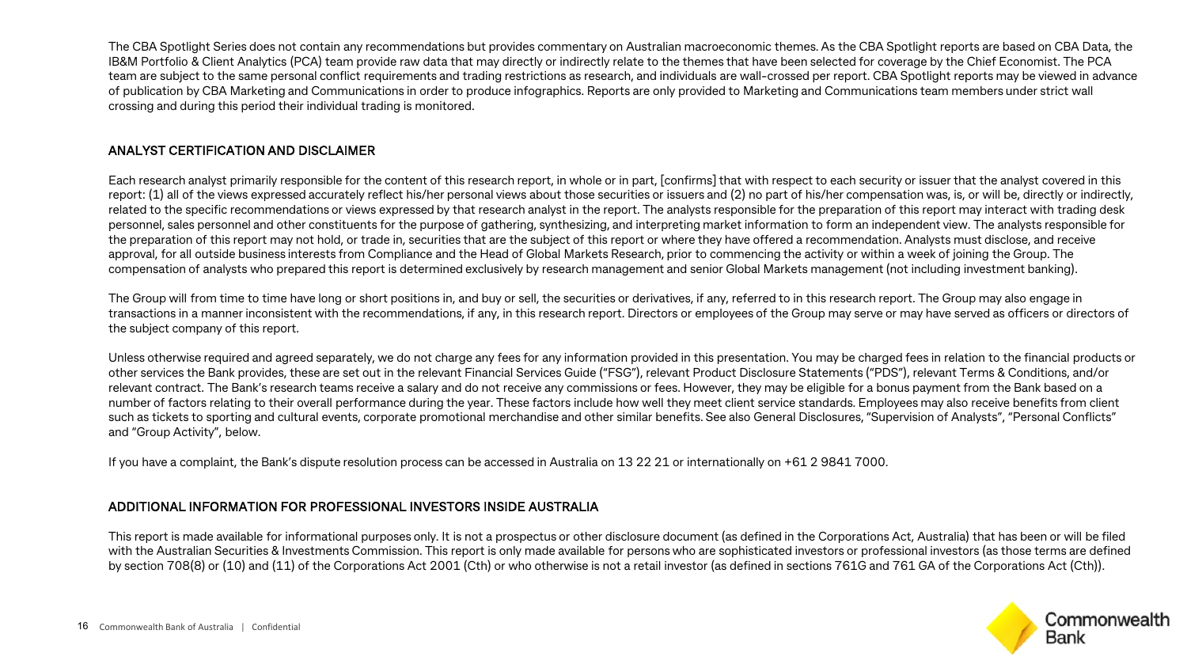The CBA Spotlight Series does not contain any recommendations but provides commentary on Australian macroeconomic themes. As the CBA Spotlight reports are based on CBA Data, the IB&M Portfolio & Client Analytics (PCA) team provide raw data that may directly or indirectly relate to the themes that have been selected for coverage by the Chief Economist. The PCA team are subject to the same personal conflict requirements and trading restrictions as research, and individuals are wall-crossed per report. CBA Spotlight reports may be viewed in advance of publication by CBA Marketing and Communications in order to produce infographics. Reports are only provided to Marketing and Communications team members under strict wall crossing and during this period their individual trading is monitored.

## ANALYST CERTIFICATION AND DISCLAIMER

Each research analyst primarily responsible for the content of this research report, in whole or in part, [confirms] that with respect to each security or issuer that the analyst covered in this report: (1) all of the views expressed accurately reflect his/her personal views about those securities or issuers and (2) no part of his/her compensation was, is, or will be, directly or indirectly, related to the specific recommendations or views expressed by that research analyst in the report. The analysts responsible for the preparation of this report may interact with trading desk personnel, sales personnel and other constituents for the purpose of gathering, synthesizing, and interpreting market information to form an independent view. The analysts responsible for the preparation of this report may not hold, or trade in, securities that are the subject of this report or where they have offered a recommendation. Analysts must disclose, and receive approval, for all outside business interests from Compliance and the Head of Global Markets Research, prior to commencing the activity or within a week of joining the Group. The compensation of analysts who prepared this report is determined exclusively by research management and senior Global Markets management (not including investment banking).

The Group will from time to time have long or short positions in, and buy or sell, the securities or derivatives, if any, referred to in this research report. The Group may also engage in transactions in a manner inconsistent with the recommendations, if any, in this research report. Directors or employees of the Group may serve or may have served as officers or directors of the subject company of this report.

Unless otherwise required and agreed separately, we do not charge any fees for any information provided in this presentation. You may be charged fees in relation to the financial products or other services the Bank provides, these are set out in the relevant Financial Services Guide ("FSG"), relevant Product Disclosure Statements ("PDS"), relevant Terms & Conditions, and/or relevant contract. The Bank's research teams receive a salary and do not receive any commissions or fees. However, they may be eligible for a bonus payment from the Bank based on a number of factors relating to their overall performance during the year. These factors include how well they meet client service standards. Employees may also receive benefits from client such as tickets to sporting and cultural events, corporate promotional merchandise and other similar benefits. See also General Disclosures, "Supervision of Analysts", "Personal Conflicts" and "Group Activity", below.

If you have a complaint, the Bank's dispute resolution process can be accessed in Australia on 13 22 21 or internationally on +61 2 9841 7000.

## ADDITIONAL INFORMATION FOR PROFESSIONAL INVESTORS INSIDE AUSTRALIA

This report is made available for informational purposes only. It is not a prospectus or other disclosure document (as defined in the Corporations Act, Australia) that has been or will be filed with the Australian Securities & Investments Commission. This report is only made available for persons who are sophisticated investors or professional investors (as those terms are defined by section 708(8) or (10) and (11) of the Corporations Act 2001 (Cth) or who otherwise is not a retail investor (as defined in sections 761G and 761 GA of the Corporations Act (Cth)).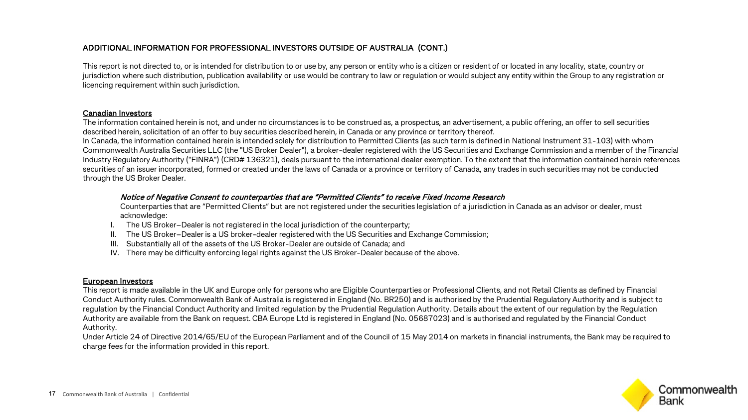## ADDITIONAL INFORMATION FOR PROFESSIONAL INVESTORS OUTSIDE OF AUSTRALIA (CONT.)

This report is not directed to, or is intended for distribution to or use by, any person or entity who is a citizen or resident of or located in any locality, state, country or jurisdiction where such distribution, publication availability or use would be contrary to law or regulation or would subject any entity within the Group to any registration or licencing requirement within such jurisdiction.

### Canadian Investors

The information contained herein is not, and under no circumstances is to be construed as, a prospectus, an advertisement, a public offering, an offer to sell securities described herein, solicitation of an offer to buy securities described herein, in Canada or any province or territory thereof.
In Canada, the information contained herein is intended solely for distribution to Permitted Clients (as such term is defined in National Instrument 31-103) with whom Commonwealth Australia Securities LLC (the "US Broker Dealer"), a broker-dealer registered with the US Securities and Exchange Commission and a member of the Financial Industry Regulatory Authority ("FINRA") (CRD# 136321), deals pursuant to the international dealer exemption. To the extent that the information contained herein references securities of an issuer incorporated, formed or created under the laws of Canada or a province or territory of Canada, any trades in such securities may not be conducted through the US Broker Dealer.

***Notice of Negative Consent to counterparties that are "Permitted Clients" to receive Fixed Income Research***

Counterparties that are "Permitted Clients" but are not registered under the securities legislation of a jurisdiction in Canada as an advisor or dealer, must acknowledge:

I. The US Broker–Dealer is not registered in the local jurisdiction of the counterparty;
II. The US Broker–Dealer is a US broker-dealer registered with the US Securities and Exchange Commission;
III. Substantially all of the assets of the US Broker-Dealer are outside of Canada; and
IV. There may be difficulty enforcing legal rights against the US Broker-Dealer because of the above.

### European Investors

This report is made available in the UK and Europe only for persons who are Eligible Counterparties or Professional Clients, and not Retail Clients as defined by Financial Conduct Authority rules. Commonwealth Bank of Australia is registered in England (No. BR250) and is authorised by the Prudential Regulatory Authority and is subject to regulation by the Financial Conduct Authority and limited regulation by the Prudential Regulation Authority. Details about the extent of our regulation by the Regulation Authority are available from the Bank on request. CBA Europe Ltd is registered in England (No. 05687023) and is authorised and regulated by the Financial Conduct Authority.
Under Article 24 of Directive 2014/65/EU of the European Parliament and of the Council of 15 May 2014 on markets in financial instruments, the Bank may be required to charge fees for the information provided in this report.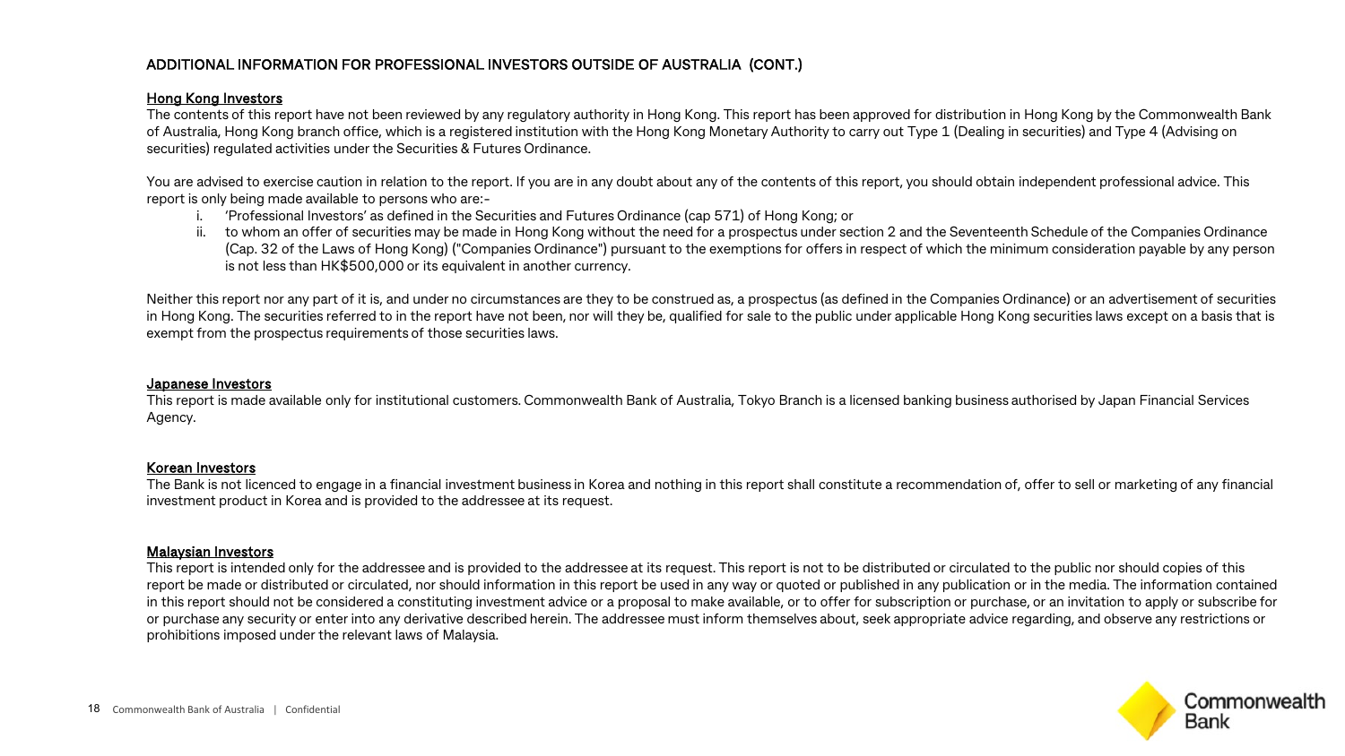## ADDITIONAL INFORMATION FOR PROFESSIONAL INVESTORS OUTSIDE OF AUSTRALIA (CONT.)

### Hong Kong Investors

The contents of this report have not been reviewed by any regulatory authority in Hong Kong. This report has been approved for distribution in Hong Kong by the Commonwealth Bank of Australia, Hong Kong branch office, which is a registered institution with the Hong Kong Monetary Authority to carry out Type 1 (Dealing in securities) and Type 4 (Advising on securities) regulated activities under the Securities & Futures Ordinance.

You are advised to exercise caution in relation to the report. If you are in any doubt about any of the contents of this report, you should obtain independent professional advice. This report is only being made available to persons who are:-

i. 'Professional Investors' as defined in the Securities and Futures Ordinance (cap 571) of Hong Kong; or
ii. to whom an offer of securities may be made in Hong Kong without the need for a prospectus under section 2 and the Seventeenth Schedule of the Companies Ordinance (Cap. 32 of the Laws of Hong Kong) ("Companies Ordinance") pursuant to the exemptions for offers in respect of which the minimum consideration payable by any person is not less than HK$500,000 or its equivalent in another currency.

Neither this report nor any part of it is, and under no circumstances are they to be construed as, a prospectus (as defined in the Companies Ordinance) or an advertisement of securities in Hong Kong. The securities referred to in the report have not been, nor will they be, qualified for sale to the public under applicable Hong Kong securities laws except on a basis that is exempt from the prospectus requirements of those securities laws.

### Japanese Investors

This report is made available only for institutional customers. Commonwealth Bank of Australia, Tokyo Branch is a licensed banking business authorised by Japan Financial Services Agency.

### Korean Investors

The Bank is not licenced to engage in a financial investment business in Korea and nothing in this report shall constitute a recommendation of, offer to sell or marketing of any financial investment product in Korea and is provided to the addressee at its request.

### Malaysian Investors

This report is intended only for the addressee and is provided to the addressee at its request. This report is not to be distributed or circulated to the public nor should copies of this report be made or distributed or circulated, nor should information in this report be used in any way or quoted or published in any publication or in the media. The information contained in this report should not be considered a constituting investment advice or a proposal to make available, or to offer for subscription or purchase, or an invitation to apply or subscribe for or purchase any security or enter into any derivative described herein. The addressee must inform themselves about, seek appropriate advice regarding, and observe any restrictions or prohibitions imposed under the relevant laws of Malaysia.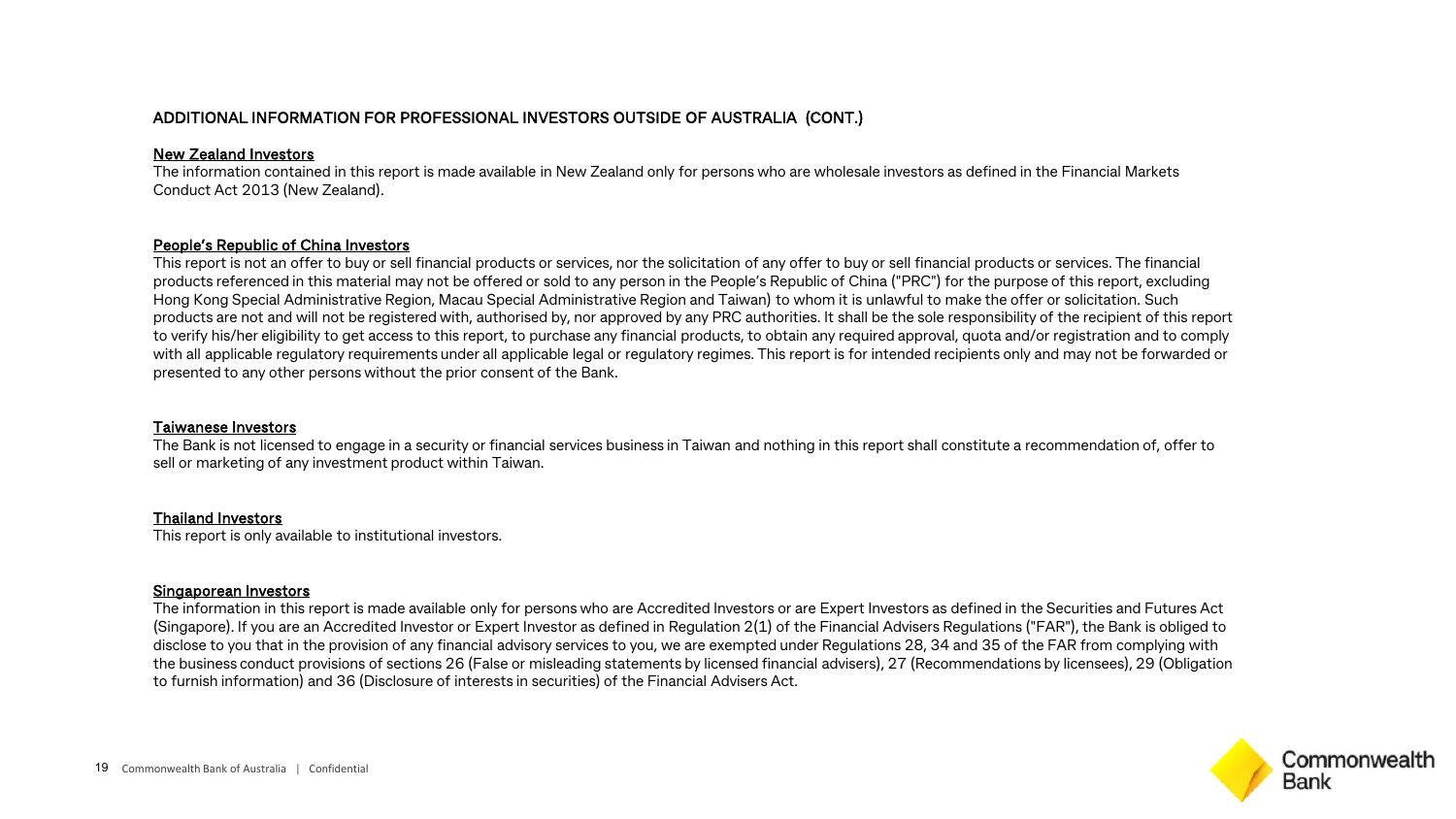## ADDITIONAL INFORMATION FOR PROFESSIONAL INVESTORS OUTSIDE OF AUSTRALIA (CONT.)

**New Zealand Investors**

The information contained in this report is made available in New Zealand only for persons who are wholesale investors as defined in the Financial Markets Conduct Act 2013 (New Zealand).

**People's Republic of China Investors**

This report is not an offer to buy or sell financial products or services, nor the solicitation of any offer to buy or sell financial products or services. The financial products referenced in this material may not be offered or sold to any person in the People's Republic of China ("PRC") for the purpose of this report, excluding Hong Kong Special Administrative Region, Macau Special Administrative Region and Taiwan) to whom it is unlawful to make the offer or solicitation. Such products are not and will not be registered with, authorised by, nor approved by any PRC authorities. It shall be the sole responsibility of the recipient of this report to verify his/her eligibility to get access to this report, to purchase any financial products, to obtain any required approval, quota and/or registration and to comply with all applicable regulatory requirements under all applicable legal or regulatory regimes. This report is for intended recipients only and may not be forwarded or presented to any other persons without the prior consent of the Bank.

**Taiwanese Investors**

The Bank is not licensed to engage in a security or financial services business in Taiwan and nothing in this report shall constitute a recommendation of, offer to sell or marketing of any investment product within Taiwan.

**Thailand Investors**

This report is only available to institutional investors.

**Singaporean Investors**

The information in this report is made available only for persons who are Accredited Investors or are Expert Investors as defined in the Securities and Futures Act (Singapore). If you are an Accredited Investor or Expert Investor as defined in Regulation 2(1) of the Financial Advisers Regulations ("FAR"), the Bank is obliged to disclose to you that in the provision of any financial advisory services to you, we are exempted under Regulations 28, 34 and 35 of the FAR from complying with the business conduct provisions of sections 26 (False or misleading statements by licensed financial advisers), 27 (Recommendations by licensees), 29 (Obligation to furnish information) and 36 (Disclosure of interests in securities) of the Financial Advisers Act.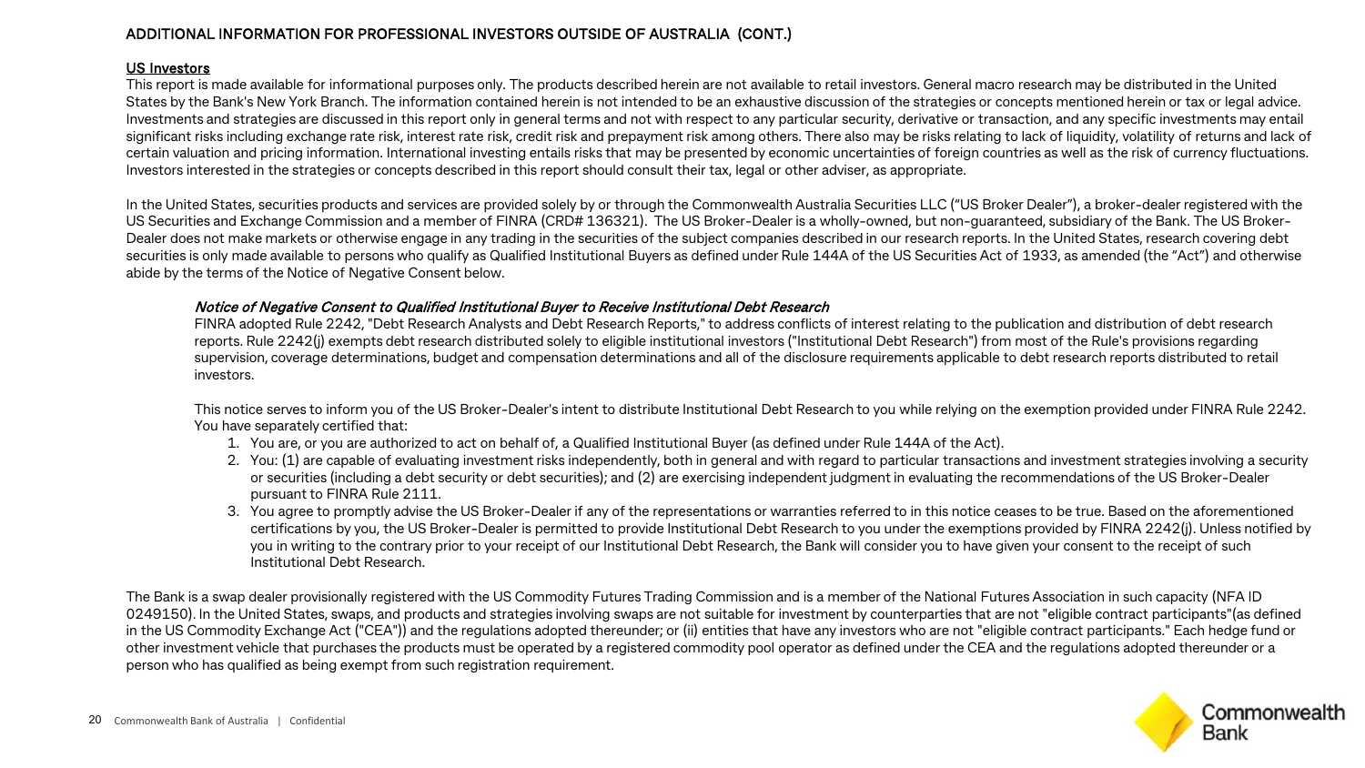## ADDITIONAL INFORMATION FOR PROFESSIONAL INVESTORS OUTSIDE OF AUSTRALIA (CONT.)

### US Investors

This report is made available for informational purposes only. The products described herein are not available to retail investors. General macro research may be distributed in the United States by the Bank's New York Branch. The information contained herein is not intended to be an exhaustive discussion of the strategies or concepts mentioned herein or tax or legal advice. Investments and strategies are discussed in this report only in general terms and not with respect to any particular security, derivative or transaction, and any specific investments may entail significant risks including exchange rate risk, interest rate risk, credit risk and prepayment risk among others. There also may be risks relating to lack of liquidity, volatility of returns and lack of certain valuation and pricing information. International investing entails risks that may be presented by economic uncertainties of foreign countries as well as the risk of currency fluctuations. Investors interested in the strategies or concepts described in this report should consult their tax, legal or other adviser, as appropriate.

In the United States, securities products and services are provided solely by or through the Commonwealth Australia Securities LLC ("US Broker Dealer"), a broker-dealer registered with the US Securities and Exchange Commission and a member of FINRA (CRD# 136321). The US Broker-Dealer is a wholly-owned, but non-guaranteed, subsidiary of the Bank. The US Broker-Dealer does not make markets or otherwise engage in any trading in the securities of the subject companies described in our research reports. In the United States, research covering debt securities is only made available to persons who qualify as Qualified Institutional Buyers as defined under Rule 144A of the US Securities Act of 1933, as amended (the "Act") and otherwise abide by the terms of the Notice of Negative Consent below.

> ***Notice of Negative Consent to Qualified Institutional Buyer to Receive Institutional Debt Research***
>
> FINRA adopted Rule 2242, "Debt Research Analysts and Debt Research Reports," to address conflicts of interest relating to the publication and distribution of debt research reports. Rule 2242(j) exempts debt research distributed solely to eligible institutional investors ("Institutional Debt Research") from most of the Rule's provisions regarding supervision, coverage determinations, budget and compensation determinations and all of the disclosure requirements applicable to debt research reports distributed to retail investors.
>
> This notice serves to inform you of the US Broker-Dealer's intent to distribute Institutional Debt Research to you while relying on the exemption provided under FINRA Rule 2242. You have separately certified that:
>
> 1. You are, or you are authorized to act on behalf of, a Qualified Institutional Buyer (as defined under Rule 144A of the Act).
> 2. You: (1) are capable of evaluating investment risks independently, both in general and with regard to particular transactions and investment strategies involving a security or securities (including a debt security or debt securities); and (2) are exercising independent judgment in evaluating the recommendations of the US Broker-Dealer pursuant to FINRA Rule 2111.
> 3. You agree to promptly advise the US Broker-Dealer if any of the representations or warranties referred to in this notice ceases to be true. Based on the aforementioned certifications by you, the US Broker-Dealer is permitted to provide Institutional Debt Research to you under the exemptions provided by FINRA 2242(j). Unless notified by you in writing to the contrary prior to your receipt of our Institutional Debt Research, the Bank will consider you to have given your consent to the receipt of such Institutional Debt Research.

The Bank is a swap dealer provisionally registered with the US Commodity Futures Trading Commission and is a member of the National Futures Association in such capacity (NFA ID 0249150). In the United States, swaps, and products and strategies involving swaps are not suitable for investment by counterparties that are not "eligible contract participants"(as defined in the US Commodity Exchange Act ("CEA")) and the regulations adopted thereunder; or (ii) entities that have any investors who are not "eligible contract participants." Each hedge fund or other investment vehicle that purchases the products must be operated by a registered commodity pool operator as defined under the CEA and the regulations adopted thereunder or a person who has qualified as being exempt from such registration requirement.